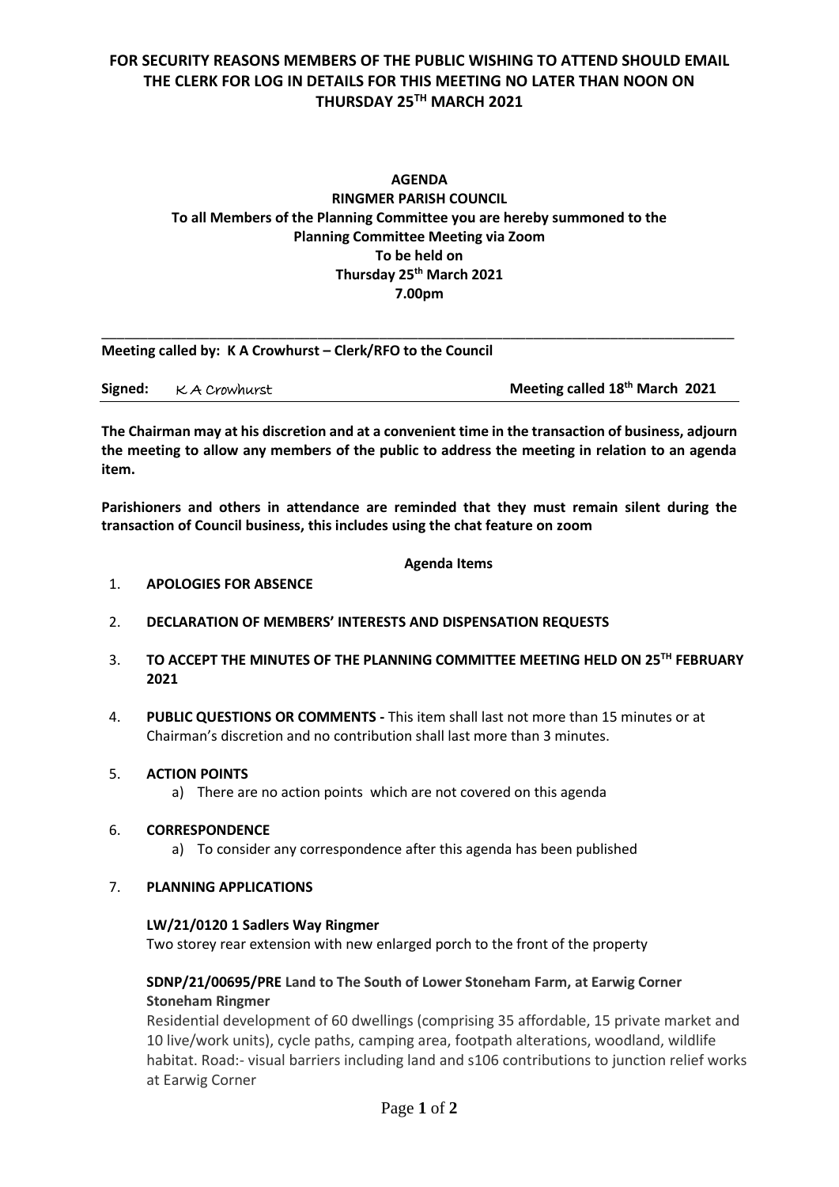**FOR SECURITY REASONS MEMBERS OF THE PUBLIC WISHING TO ATTEND SHOULD EMAIL THE CLERK FOR LOG IN DETAILS FOR THIS MEETING NO LATER THAN NOON ON THURSDAY 25TH MARCH 2021**

# AGENDA

## RINGMER PARISH COUNCIL

**To all Members of the Planning Committee you are hereby summoned to the Planning Committee Meeting via Zoom**
**To be held on**
**Thursday 25th March 2021**
**7.00pm**

---

**Meeting called by: K A Crowhurst – Clerk/RFO to the Council**

**Signed:** K A Crowhurst **Meeting called 18th March 2021**

---

**The Chairman may at his discretion and at a convenient time in the transaction of business, adjourn the meeting to allow any members of the public to address the meeting in relation to an agenda item.**

**Parishioners and others in attendance are reminded that they must remain silent during the transaction of Council business, this includes using the chat feature on zoom**

**Agenda Items**

1. **APOLOGIES FOR ABSENCE**

2. **DECLARATION OF MEMBERS' INTERESTS AND DISPENSATION REQUESTS**

3. **TO ACCEPT THE MINUTES OF THE PLANNING COMMITTEE MEETING HELD ON 25TH FEBRUARY 2021**

4. **PUBLIC QUESTIONS OR COMMENTS -** This item shall last not more than 15 minutes or at Chairman's discretion and no contribution shall last more than 3 minutes.

5. **ACTION POINTS**
   a) There are no action points which are not covered on this agenda

6. **CORRESPONDENCE**
   a) To consider any correspondence after this agenda has been published

7. **PLANNING APPLICATIONS**

   **LW/21/0120 1 Sadlers Way Ringmer**
   Two storey rear extension with new enlarged porch to the front of the property

   **SDNP/21/00695/PRE Land to The South of Lower Stoneham Farm, at Earwig Corner Stoneham Ringmer**
   Residential development of 60 dwellings (comprising 35 affordable, 15 private market and 10 live/work units), cycle paths, camping area, footpath alterations, woodland, wildlife habitat. Road:- visual barriers including land and s106 contributions to junction relief works at Earwig Corner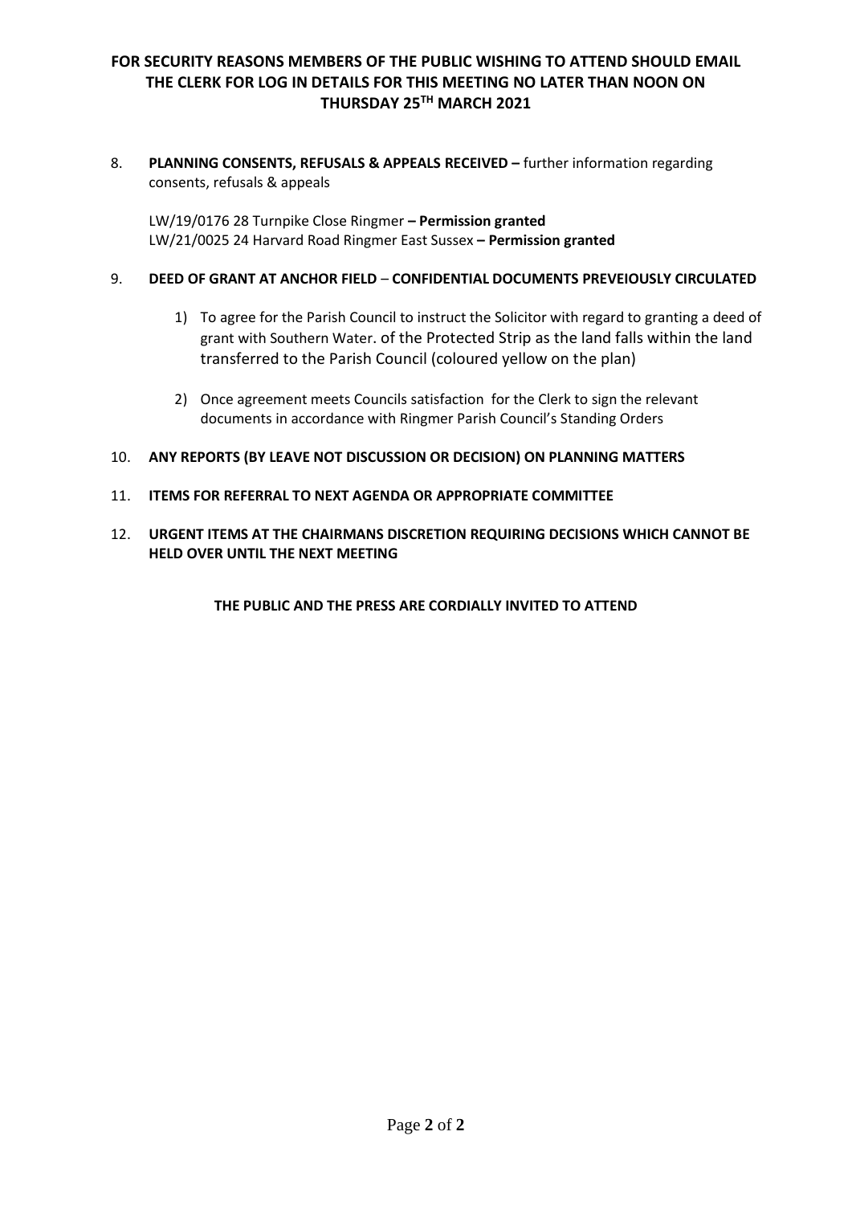**FOR SECURITY REASONS MEMBERS OF THE PUBLIC WISHING TO ATTEND SHOULD EMAIL THE CLERK FOR LOG IN DETAILS FOR THIS MEETING NO LATER THAN NOON ON THURSDAY 25TH MARCH 2021**

8. **PLANNING CONSENTS, REFUSALS & APPEALS RECEIVED –** further information regarding consents, refusals & appeals

   LW/19/0176 28 Turnpike Close Ringmer **– Permission granted**
   LW/21/0025 24 Harvard Road Ringmer East Sussex **– Permission granted**

9. **DEED OF GRANT AT ANCHOR FIELD** – **CONFIDENTIAL DOCUMENTS PREVEIOUSLY CIRCULATED**

   1) To agree for the Parish Council to instruct the Solicitor with regard to granting a deed of grant with Southern Water. of the Protected Strip as the land falls within the land transferred to the Parish Council (coloured yellow on the plan)

   2) Once agreement meets Councils satisfaction for the Clerk to sign the relevant documents in accordance with Ringmer Parish Council's Standing Orders

10. **ANY REPORTS (BY LEAVE NOT DISCUSSION OR DECISION) ON PLANNING MATTERS**

11. **ITEMS FOR REFERRAL TO NEXT AGENDA OR APPROPRIATE COMMITTEE**

12. **URGENT ITEMS AT THE CHAIRMANS DISCRETION REQUIRING DECISIONS WHICH CANNOT BE HELD OVER UNTIL THE NEXT MEETING**

**THE PUBLIC AND THE PRESS ARE CORDIALLY INVITED TO ATTEND**